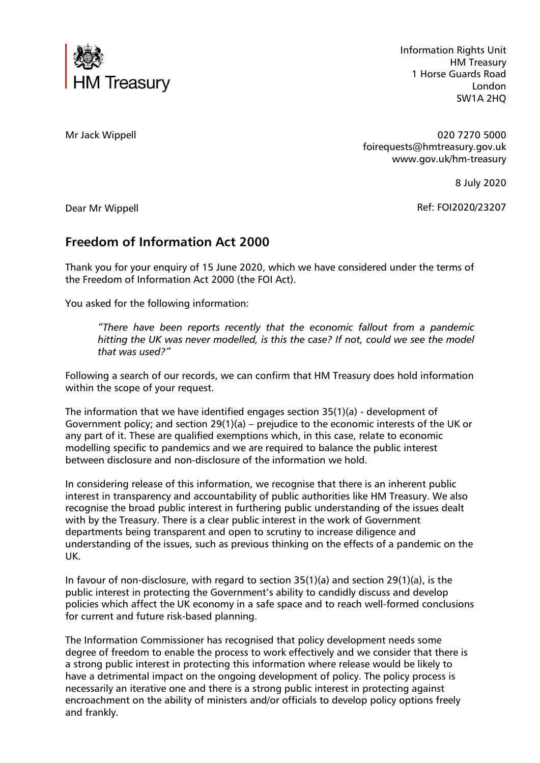HM Treasury

Information Rights Unit
HM Treasury
1 Horse Guards Road
London
SW1A 2HQ

Mr Jack Wippell

020 7270 5000
foirequests@hmtreasury.gov.uk
www.gov.uk/hm-treasury

8 July 2020

Dear Mr Wippell

Ref: FOI2020/23207

## Freedom of Information Act 2000

Thank you for your enquiry of 15 June 2020, which we have considered under the terms of the Freedom of Information Act 2000 (the FOI Act).

You asked for the following information:

> *"There have been reports recently that the economic fallout from a pandemic hitting the UK was never modelled, is this the case? If not, could we see the model that was used?"*

Following a search of our records, we can confirm that HM Treasury does hold information within the scope of your request.

The information that we have identified engages section 35(1)(a) - development of Government policy; and section 29(1)(a) – prejudice to the economic interests of the UK or any part of it. These are qualified exemptions which, in this case, relate to economic modelling specific to pandemics and we are required to balance the public interest between disclosure and non-disclosure of the information we hold.

In considering release of this information, we recognise that there is an inherent public interest in transparency and accountability of public authorities like HM Treasury. We also recognise the broad public interest in furthering public understanding of the issues dealt with by the Treasury. There is a clear public interest in the work of Government departments being transparent and open to scrutiny to increase diligence and understanding of the issues, such as previous thinking on the effects of a pandemic on the UK.

In favour of non-disclosure, with regard to section 35(1)(a) and section 29(1)(a), is the public interest in protecting the Government's ability to candidly discuss and develop policies which affect the UK economy in a safe space and to reach well-formed conclusions for current and future risk-based planning.

The Information Commissioner has recognised that policy development needs some degree of freedom to enable the process to work effectively and we consider that there is a strong public interest in protecting this information where release would be likely to have a detrimental impact on the ongoing development of policy. The policy process is necessarily an iterative one and there is a strong public interest in protecting against encroachment on the ability of ministers and/or officials to develop policy options freely and frankly.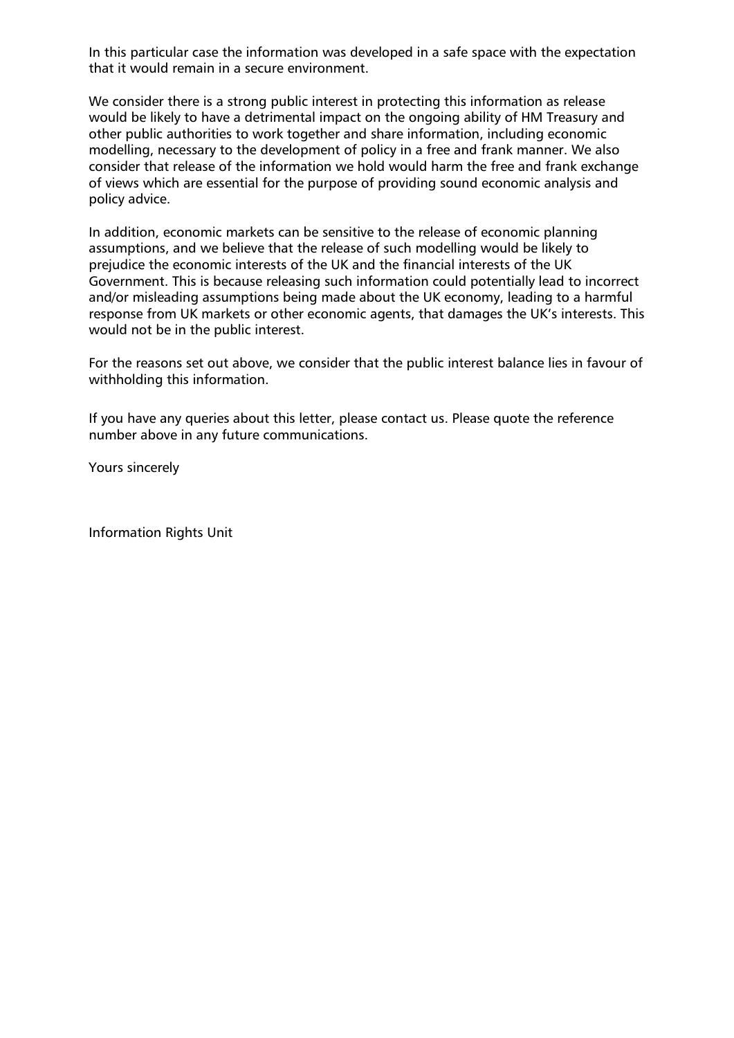In this particular case the information was developed in a safe space with the expectation that it would remain in a secure environment.

We consider there is a strong public interest in protecting this information as release would be likely to have a detrimental impact on the ongoing ability of HM Treasury and other public authorities to work together and share information, including economic modelling, necessary to the development of policy in a free and frank manner. We also consider that release of the information we hold would harm the free and frank exchange of views which are essential for the purpose of providing sound economic analysis and policy advice.

In addition, economic markets can be sensitive to the release of economic planning assumptions, and we believe that the release of such modelling would be likely to prejudice the economic interests of the UK and the financial interests of the UK Government. This is because releasing such information could potentially lead to incorrect and/or misleading assumptions being made about the UK economy, leading to a harmful response from UK markets or other economic agents, that damages the UK's interests. This would not be in the public interest.

For the reasons set out above, we consider that the public interest balance lies in favour of withholding this information.

If you have any queries about this letter, please contact us. Please quote the reference number above in any future communications.

Yours sincerely

Information Rights Unit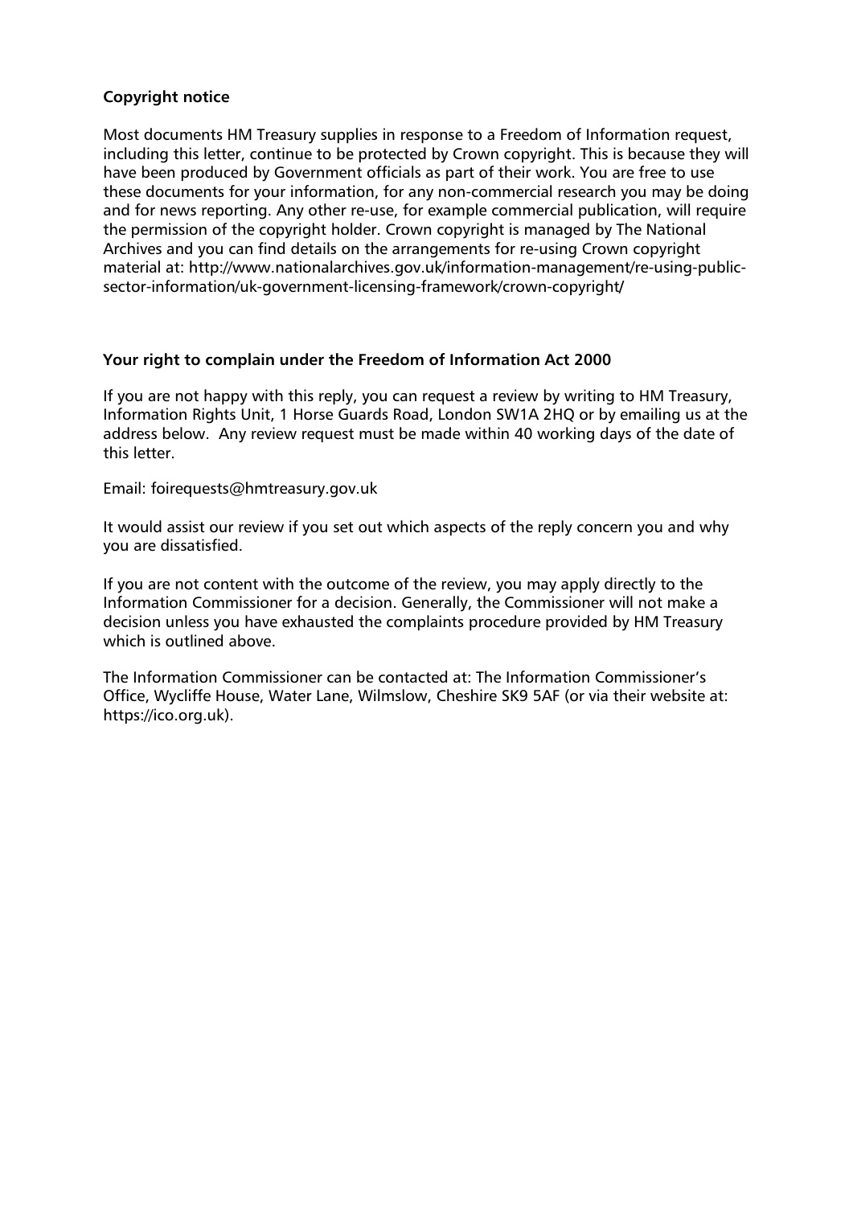**Copyright notice**

Most documents HM Treasury supplies in response to a Freedom of Information request, including this letter, continue to be protected by Crown copyright. This is because they will have been produced by Government officials as part of their work. You are free to use these documents for your information, for any non-commercial research you may be doing and for news reporting. Any other re-use, for example commercial publication, will require the permission of the copyright holder. Crown copyright is managed by The National Archives and you can find details on the arrangements for re-using Crown copyright material at: http://www.nationalarchives.gov.uk/information-management/re-using-public-sector-information/uk-government-licensing-framework/crown-copyright/

**Your right to complain under the Freedom of Information Act 2000**

If you are not happy with this reply, you can request a review by writing to HM Treasury, Information Rights Unit, 1 Horse Guards Road, London SW1A 2HQ or by emailing us at the address below. Any review request must be made within 40 working days of the date of this letter.

Email: foirequests@hmtreasury.gov.uk

It would assist our review if you set out which aspects of the reply concern you and why you are dissatisfied.

If you are not content with the outcome of the review, you may apply directly to the Information Commissioner for a decision. Generally, the Commissioner will not make a decision unless you have exhausted the complaints procedure provided by HM Treasury which is outlined above.

The Information Commissioner can be contacted at: The Information Commissioner's Office, Wycliffe House, Water Lane, Wilmslow, Cheshire SK9 5AF (or via their website at: https://ico.org.uk).